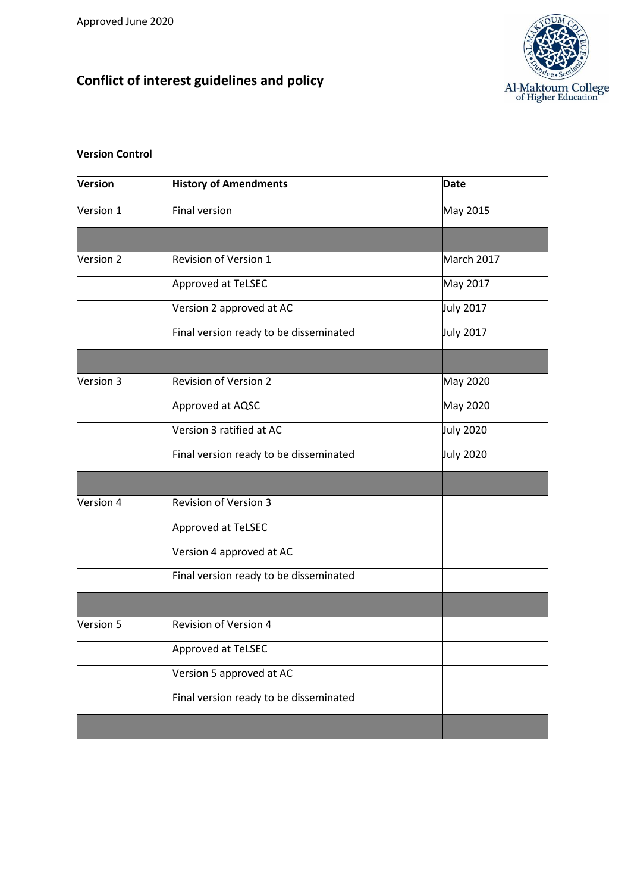Approved June 2020

# Conflict of interest guidelines and policy

**Version Control**

| **Version** | **History of Amendments** | **Date** |
|---|---|---|
| Version 1 | Final version | May 2015 |
| | | |
| Version 2 | Revision of Version 1 | March 2017 |
| | Approved at TeLSEC | May 2017 |
| | Version 2 approved at AC | July 2017 |
| | Final version ready to be disseminated | July 2017 |
| | | |
| Version 3 | Revision of Version 2 | May 2020 |
| | Approved at AQSC | May 2020 |
| | Version 3 ratified at AC | July 2020 |
| | Final version ready to be disseminated | July 2020 |
| | | |
| Version 4 | Revision of Version 3 | |
| | Approved at TeLSEC | |
| | Version 4 approved at AC | |
| | Final version ready to be disseminated | |
| | | |
| Version 5 | Revision of Version 4 | |
| | Approved at TeLSEC | |
| | Version 5 approved at AC | |
| | Final version ready to be disseminated | |
| | | |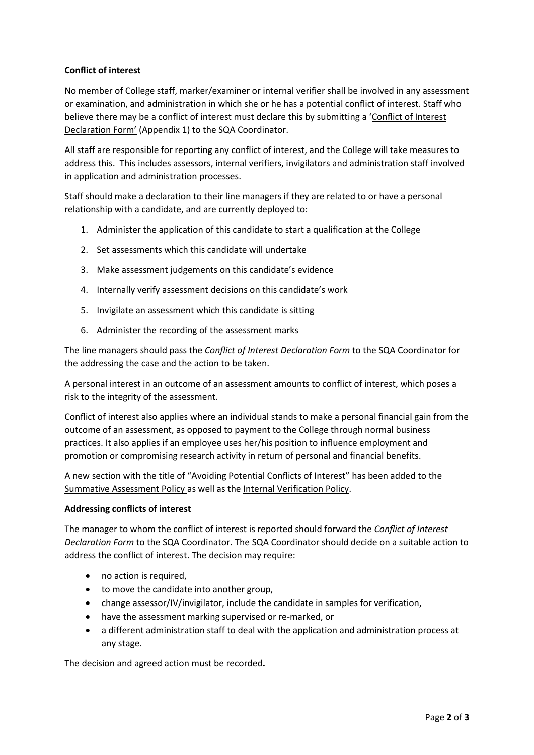**Conflict of interest**

No member of College staff, marker/examiner or internal verifier shall be involved in any assessment or examination, and administration in which she or he has a potential conflict of interest. Staff who believe there may be a conflict of interest must declare this by submitting a 'Conflict of Interest Declaration Form' (Appendix 1) to the SQA Coordinator.

All staff are responsible for reporting any conflict of interest, and the College will take measures to address this. This includes assessors, internal verifiers, invigilators and administration staff involved in application and administration processes.

Staff should make a declaration to their line managers if they are related to or have a personal relationship with a candidate, and are currently deployed to:

1. Administer the application of this candidate to start a qualification at the College
2. Set assessments which this candidate will undertake
3. Make assessment judgements on this candidate's evidence
4. Internally verify assessment decisions on this candidate's work
5. Invigilate an assessment which this candidate is sitting
6. Administer the recording of the assessment marks

The line managers should pass the *Conflict of Interest Declaration Form* to the SQA Coordinator for the addressing the case and the action to be taken.

A personal interest in an outcome of an assessment amounts to conflict of interest, which poses a risk to the integrity of the assessment.

Conflict of interest also applies where an individual stands to make a personal financial gain from the outcome of an assessment, as opposed to payment to the College through normal business practices. It also applies if an employee uses her/his position to influence employment and promotion or compromising research activity in return of personal and financial benefits.

A new section with the title of "Avoiding Potential Conflicts of Interest" has been added to the Summative Assessment Policy as well as the Internal Verification Policy.

**Addressing conflicts of interest**

The manager to whom the conflict of interest is reported should forward the *Conflict of Interest Declaration Form* to the SQA Coordinator. The SQA Coordinator should decide on a suitable action to address the conflict of interest. The decision may require:

- no action is required,
- to move the candidate into another group,
- change assessor/IV/invigilator, include the candidate in samples for verification,
- have the assessment marking supervised or re-marked, or
- a different administration staff to deal with the application and administration process at any stage.

The decision and agreed action must be recorded**.**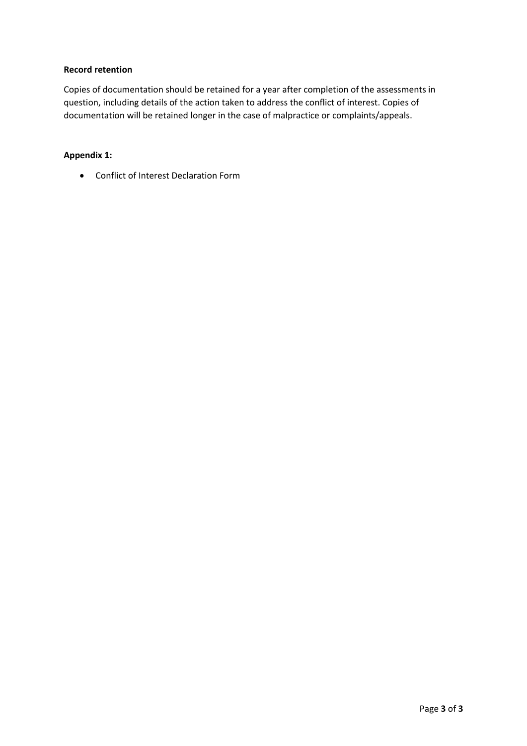**Record retention**

Copies of documentation should be retained for a year after completion of the assessments in question, including details of the action taken to address the conflict of interest. Copies of documentation will be retained longer in the case of malpractice or complaints/appeals.

**Appendix 1:**

- Conflict of Interest Declaration Form